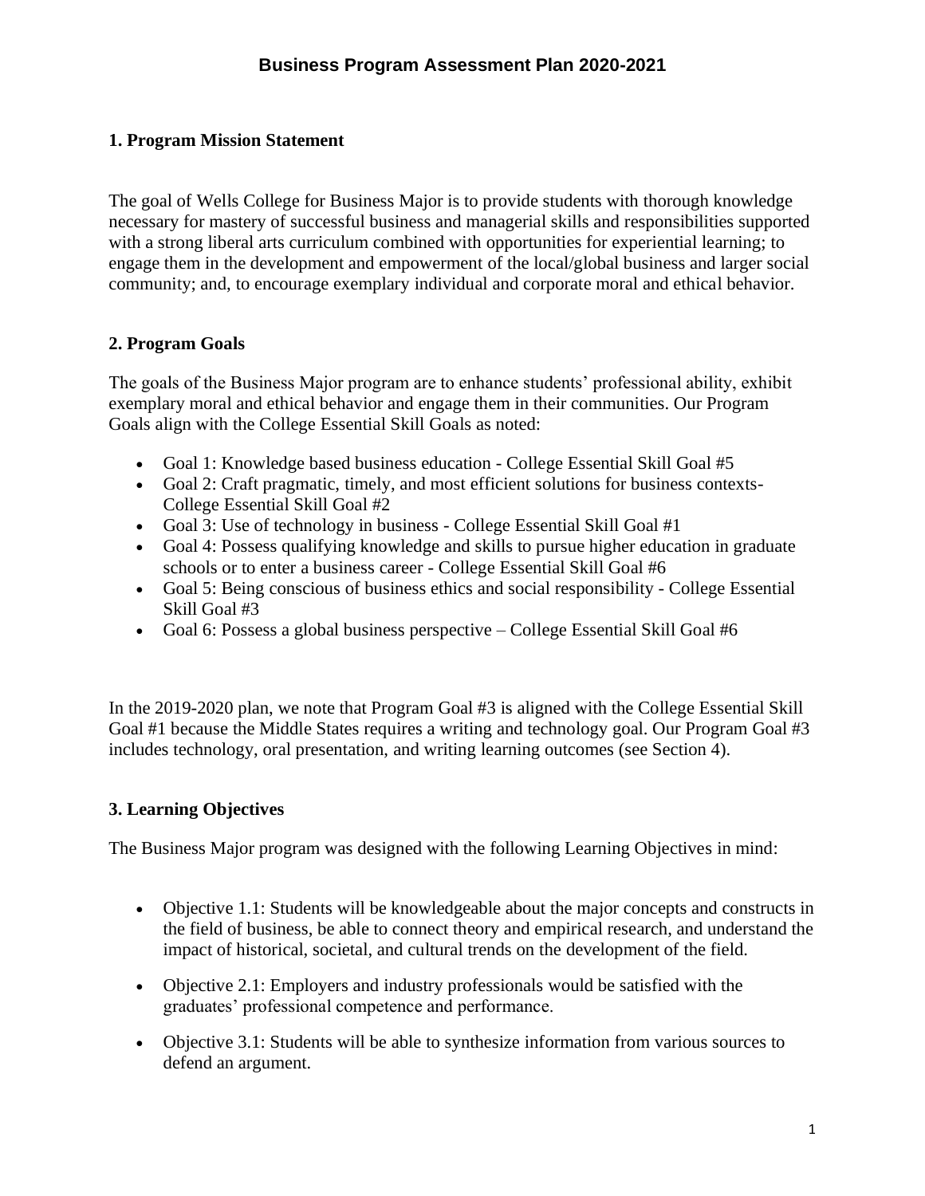# Business Program Assessment Plan 2020-2021

## 1. Program Mission Statement

The goal of Wells College for Business Major is to provide students with thorough knowledge necessary for mastery of successful business and managerial skills and responsibilities supported with a strong liberal arts curriculum combined with opportunities for experiential learning; to engage them in the development and empowerment of the local/global business and larger social community; and, to encourage exemplary individual and corporate moral and ethical behavior.

## 2. Program Goals

The goals of the Business Major program are to enhance students' professional ability, exhibit exemplary moral and ethical behavior and engage them in their communities. Our Program Goals align with the College Essential Skill Goals as noted:

- Goal 1: Knowledge based business education - College Essential Skill Goal #5
- Goal 2: Craft pragmatic, timely, and most efficient solutions for business contexts- College Essential Skill Goal #2
- Goal 3: Use of technology in business - College Essential Skill Goal #1
- Goal 4: Possess qualifying knowledge and skills to pursue higher education in graduate schools or to enter a business career - College Essential Skill Goal #6
- Goal 5: Being conscious of business ethics and social responsibility - College Essential Skill Goal #3
- Goal 6: Possess a global business perspective – College Essential Skill Goal #6

In the 2019-2020 plan, we note that Program Goal #3 is aligned with the College Essential Skill Goal #1 because the Middle States requires a writing and technology goal. Our Program Goal #3 includes technology, oral presentation, and writing learning outcomes (see Section 4).

## 3. Learning Objectives

The Business Major program was designed with the following Learning Objectives in mind:

- Objective 1.1: Students will be knowledgeable about the major concepts and constructs in the field of business, be able to connect theory and empirical research, and understand the impact of historical, societal, and cultural trends on the development of the field.
- Objective 2.1: Employers and industry professionals would be satisfied with the graduates' professional competence and performance.
- Objective 3.1: Students will be able to synthesize information from various sources to defend an argument.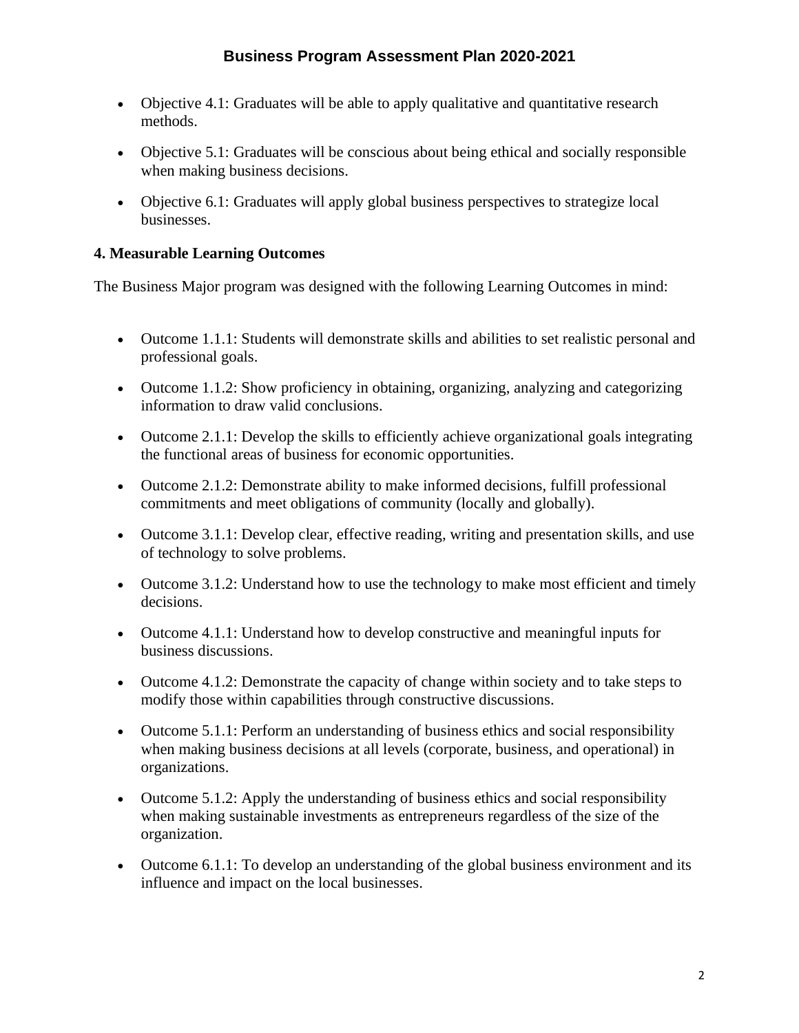- Objective 4.1: Graduates will be able to apply qualitative and quantitative research methods.
- Objective 5.1: Graduates will be conscious about being ethical and socially responsible when making business decisions.
- Objective 6.1: Graduates will apply global business perspectives to strategize local businesses.

**4. Measurable Learning Outcomes**

The Business Major program was designed with the following Learning Outcomes in mind:

- Outcome 1.1.1: Students will demonstrate skills and abilities to set realistic personal and professional goals.
- Outcome 1.1.2: Show proficiency in obtaining, organizing, analyzing and categorizing information to draw valid conclusions.
- Outcome 2.1.1: Develop the skills to efficiently achieve organizational goals integrating the functional areas of business for economic opportunities.
- Outcome 2.1.2: Demonstrate ability to make informed decisions, fulfill professional commitments and meet obligations of community (locally and globally).
- Outcome 3.1.1: Develop clear, effective reading, writing and presentation skills, and use of technology to solve problems.
- Outcome 3.1.2: Understand how to use the technology to make most efficient and timely decisions.
- Outcome 4.1.1: Understand how to develop constructive and meaningful inputs for business discussions.
- Outcome 4.1.2: Demonstrate the capacity of change within society and to take steps to modify those within capabilities through constructive discussions.
- Outcome 5.1.1: Perform an understanding of business ethics and social responsibility when making business decisions at all levels (corporate, business, and operational) in organizations.
- Outcome 5.1.2: Apply the understanding of business ethics and social responsibility when making sustainable investments as entrepreneurs regardless of the size of the organization.
- Outcome 6.1.1: To develop an understanding of the global business environment and its influence and impact on the local businesses.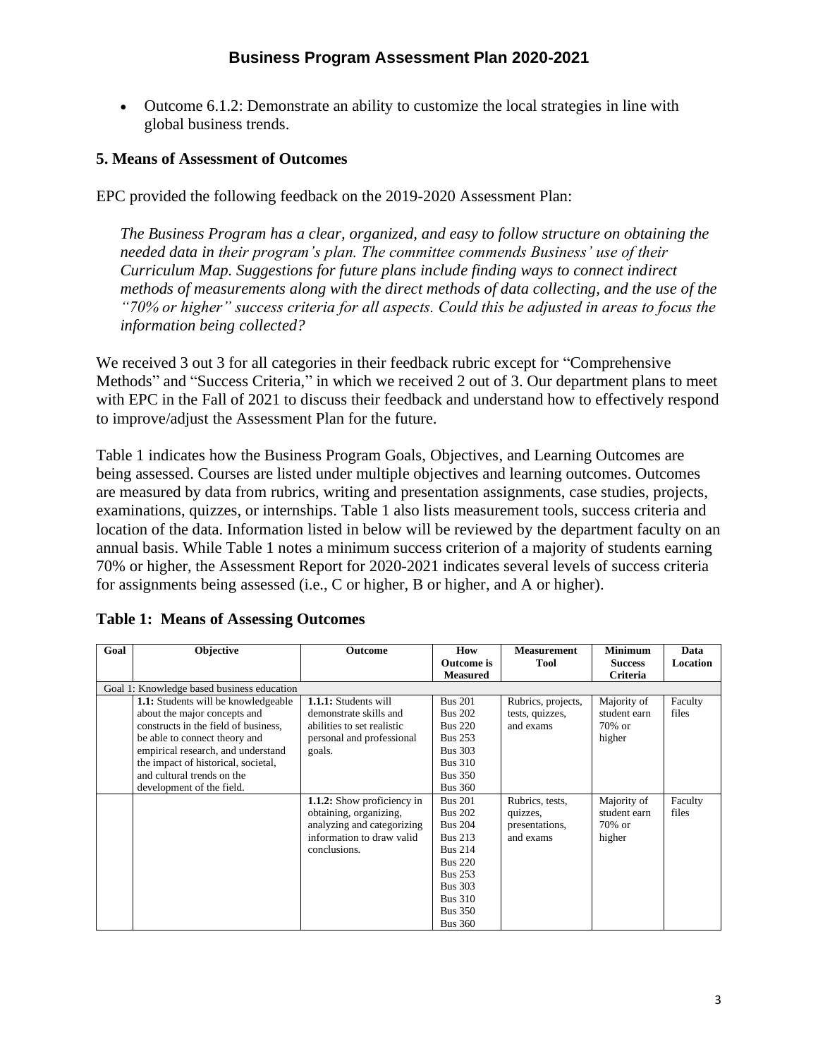- Outcome 6.1.2: Demonstrate an ability to customize the local strategies in line with global business trends.

### 5. Means of Assessment of Outcomes

EPC provided the following feedback on the 2019-2020 Assessment Plan:

> *The Business Program has a clear, organized, and easy to follow structure on obtaining the needed data in their program's plan. The committee commends Business' use of their Curriculum Map. Suggestions for future plans include finding ways to connect indirect methods of measurements along with the direct methods of data collecting, and the use of the "70% or higher" success criteria for all aspects. Could this be adjusted in areas to focus the information being collected?*

We received 3 out 3 for all categories in their feedback rubric except for "Comprehensive Methods" and "Success Criteria," in which we received 2 out of 3. Our department plans to meet with EPC in the Fall of 2021 to discuss their feedback and understand how to effectively respond to improve/adjust the Assessment Plan for the future.

Table 1 indicates how the Business Program Goals, Objectives, and Learning Outcomes are being assessed. Courses are listed under multiple objectives and learning outcomes. Outcomes are measured by data from rubrics, writing and presentation assignments, case studies, projects, examinations, quizzes, or internships. Table 1 also lists measurement tools, success criteria and location of the data. Information listed in below will be reviewed by the department faculty on an annual basis. While Table 1 notes a minimum success criterion of a majority of students earning 70% or higher, the Assessment Report for 2020-2021 indicates several levels of success criteria for assignments being assessed (i.e., C or higher, B or higher, and A or higher).

**Table 1: Means of Assessing Outcomes**

| Goal | Objective | Outcome | How Outcome is Measured | Measurement Tool | Minimum Success Criteria | Data Location |
|---|---|---|---|---|---|---|
| Goal 1: Knowledge based business education | | | | | | |
| | **1.1:** Students will be knowledgeable about the major concepts and constructs in the field of business, be able to connect theory and empirical research, and understand the impact of historical, societal, and cultural trends on the development of the field. | **1.1.1:** Students will demonstrate skills and abilities to set realistic personal and professional goals. | Bus 201<br>Bus 202<br>Bus 220<br>Bus 253<br>Bus 303<br>Bus 310<br>Bus 350<br>Bus 360 | Rubrics, projects, tests, quizzes, and exams | Majority of student earn 70% or higher | Faculty files |
| | | **1.1.2:** Show proficiency in obtaining, organizing, analyzing and categorizing information to draw valid conclusions. | Bus 201<br>Bus 202<br>Bus 204<br>Bus 213<br>Bus 214<br>Bus 220<br>Bus 253<br>Bus 303<br>Bus 310<br>Bus 350<br>Bus 360 | Rubrics, tests, quizzes, presentations, and exams | Majority of student earn 70% or higher | Faculty files |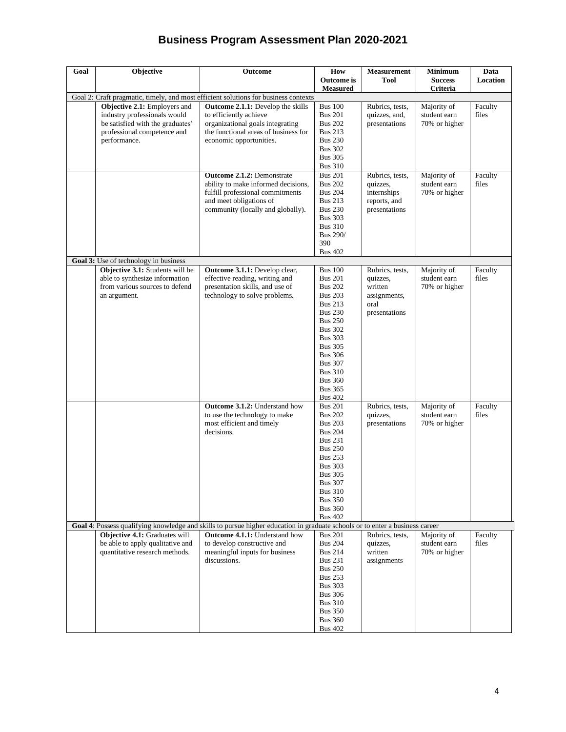# Business Program Assessment Plan 2020-2021

| Goal | Objective | Outcome | How Outcome is Measured | Measurement Tool | Minimum Success Criteria | Data Location |
|---|---|---|---|---|---|---|
| Goal 2: Craft pragmatic, timely, and most efficient solutions for business contexts | | | | | | |
| | **Objective 2.1:** Employers and industry professionals would be satisfied with the graduates' professional competence and performance. | **Outcome 2.1.1:** Develop the skills to efficiently achieve organizational goals integrating the functional areas of business for economic opportunities. | Bus 100<br>Bus 201<br>Bus 202<br>Bus 213<br>Bus 230<br>Bus 302<br>Bus 305<br>Bus 310 | Rubrics, tests, quizzes, and, presentations | Majority of student earn 70% or higher | Faculty files |
| | | **Outcome 2.1.2:** Demonstrate ability to make informed decisions, fulfill professional commitments and meet obligations of community (locally and globally). | Bus 201<br>Bus 202<br>Bus 204<br>Bus 213<br>Bus 230<br>Bus 303<br>Bus 310<br>Bus 290/ 390<br>Bus 402 | Rubrics, tests, quizzes, internships reports, and presentations | Majority of student earn 70% or higher | Faculty files |
| **Goal 3:** Use of technology in business | | | | | | |
| | **Objective 3.1:** Students will be able to synthesize information from various sources to defend an argument. | **Outcome 3.1.1:** Develop clear, effective reading, writing and presentation skills, and use of technology to solve problems. | Bus 100<br>Bus 201<br>Bus 202<br>Bus 203<br>Bus 213<br>Bus 230<br>Bus 250<br>Bus 302<br>Bus 303<br>Bus 305<br>Bus 306<br>Bus 307<br>Bus 310<br>Bus 360<br>Bus 365<br>Bus 402 | Rubrics, tests, quizzes, written assignments, oral presentations | Majority of student earn 70% or higher | Faculty files |
| | | **Outcome 3.1.2:** Understand how to use the technology to make most efficient and timely decisions. | Bus 201<br>Bus 202<br>Bus 203<br>Bus 204<br>Bus 231<br>Bus 250<br>Bus 253<br>Bus 303<br>Bus 305<br>Bus 307<br>Bus 310<br>Bus 350<br>Bus 360<br>Bus 402 | Rubrics, tests, quizzes, presentations | Majority of student earn 70% or higher | Faculty files |
| **Goal 4**: Possess qualifying knowledge and skills to pursue higher education in graduate schools or to enter a business career | | | | | | |
| | **Objective 4.1:** Graduates will be able to apply qualitative and quantitative research methods. | **Outcome 4.1.1:** Understand how to develop constructive and meaningful inputs for business discussions. | Bus 201<br>Bus 204<br>Bus 214<br>Bus 231<br>Bus 250<br>Bus 253<br>Bus 303<br>Bus 306<br>Bus 310<br>Bus 350<br>Bus 360<br>Bus 402 | Rubrics, tests, quizzes, written assignments | Majority of student earn 70% or higher | Faculty files |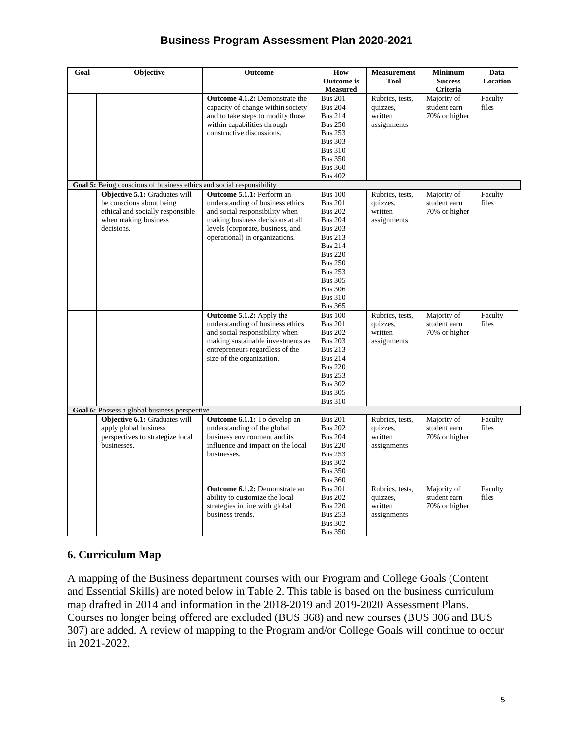# Business Program Assessment Plan 2020-2021

| Goal | Objective | Outcome | How Outcome is Measured | Measurement Tool | Minimum Success Criteria | Data Location |
|---|---|---|---|---|---|---|
| | | **Outcome 4.1.2:** Demonstrate the capacity of change within society and to take steps to modify those within capabilities through constructive discussions. | Bus 201<br>Bus 204<br>Bus 214<br>Bus 250<br>Bus 253<br>Bus 303<br>Bus 310<br>Bus 350<br>Bus 360<br>Bus 402 | Rubrics, tests, quizzes, written assignments | Majority of student earn 70% or higher | Faculty files |
| **Goal 5:** Being conscious of business ethics and social responsibility | | | | | | |
| | **Objective 5.1:** Graduates will be conscious about being ethical and socially responsible when making business decisions. | **Outcome 5.1.1:** Perform an understanding of business ethics and social responsibility when making business decisions at all levels (corporate, business, and operational) in organizations. | Bus 100<br>Bus 201<br>Bus 202<br>Bus 204<br>Bus 203<br>Bus 213<br>Bus 214<br>Bus 220<br>Bus 250<br>Bus 253<br>Bus 305<br>Bus 306<br>Bus 310<br>Bus 365 | Rubrics, tests, quizzes, written assignments | Majority of student earn 70% or higher | Faculty files |
| | | **Outcome 5.1.2:** Apply the understanding of business ethics and social responsibility when making sustainable investments as entrepreneurs regardless of the size of the organization. | Bus 100<br>Bus 201<br>Bus 202<br>Bus 203<br>Bus 213<br>Bus 214<br>Bus 220<br>Bus 253<br>Bus 302<br>Bus 305<br>Bus 310 | Rubrics, tests, quizzes, written assignments | Majority of student earn 70% or higher | Faculty files |
| **Goal 6:** Possess a global business perspective | | | | | | |
| | **Objective 6.1:** Graduates will apply global business perspectives to strategize local businesses. | **Outcome 6.1.1:** To develop an understanding of the global business environment and its influence and impact on the local businesses. | Bus 201<br>Bus 202<br>Bus 204<br>Bus 220<br>Bus 253<br>Bus 302<br>Bus 350<br>Bus 360 | Rubrics, tests, quizzes, written assignments | Majority of student earn 70% or higher | Faculty files |
| | | **Outcome 6.1.2:** Demonstrate an ability to customize the local strategies in line with global business trends. | Bus 201<br>Bus 202<br>Bus 220<br>Bus 253<br>Bus 302<br>Bus 350 | Rubrics, tests, quizzes, written assignments | Majority of student earn 70% or higher | Faculty files |

## 6. Curriculum Map

A mapping of the Business department courses with our Program and College Goals (Content and Essential Skills) are noted below in Table 2. This table is based on the business curriculum map drafted in 2014 and information in the 2018-2019 and 2019-2020 Assessment Plans. Courses no longer being offered are excluded (BUS 368) and new courses (BUS 306 and BUS 307) are added. A review of mapping to the Program and/or College Goals will continue to occur in 2021-2022.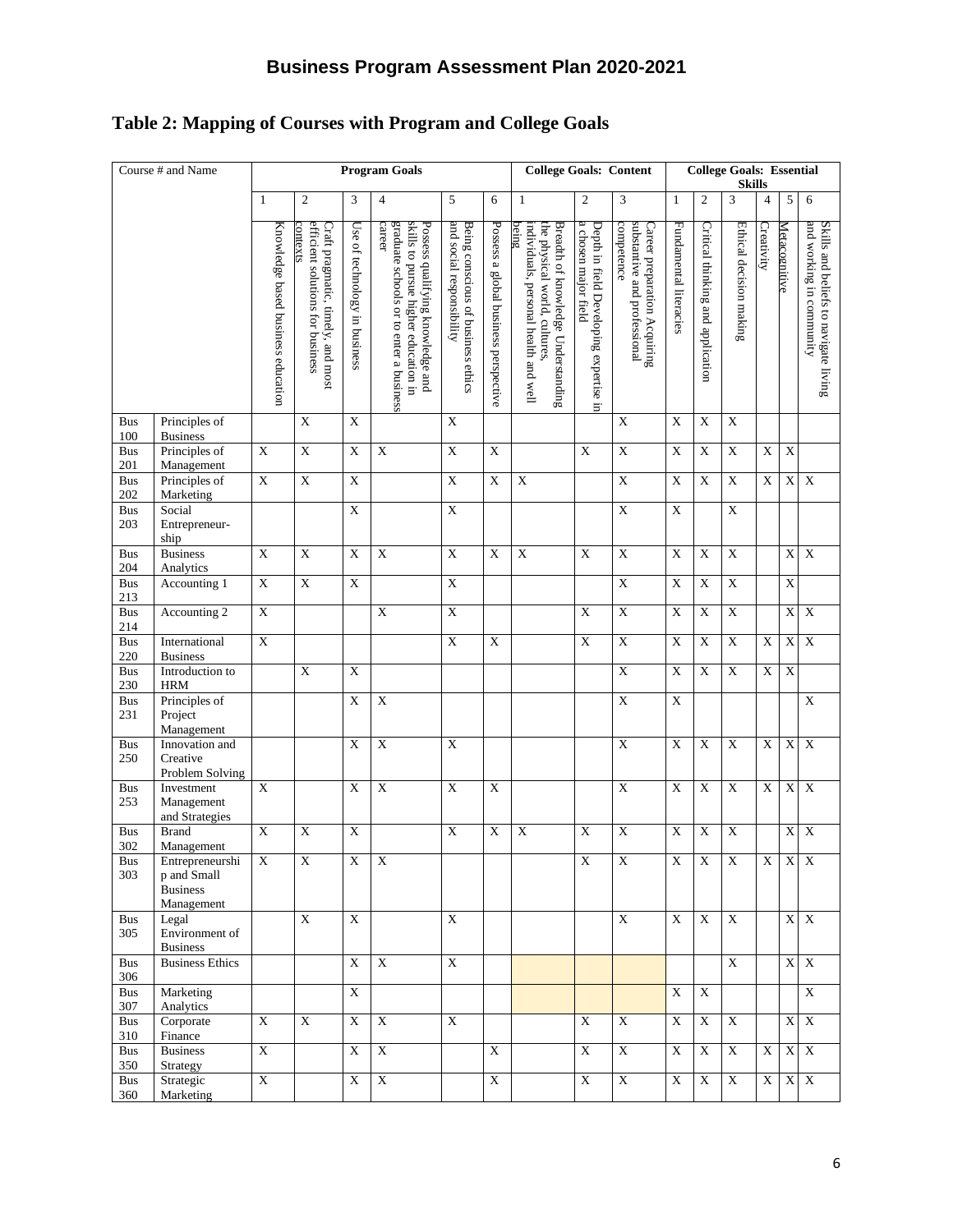# Table 2: Mapping of Courses with Program and College Goals

| Course # and Name | | Program Goals | | | | | | College Goals: Content | | | College Goals: Essential Skills | | | | | |
|---|---|---|---|---|---|---|---|---|---|---|---|---|---|---|---|---|
| | | 1 | 2 | 3 | 4 | 5 | 6 | 1 | 2 | 3 | 1 | 2 | 3 | 4 | 5 | 6 |
| | | Knowledge based business education | Craft pragmatic, timely, and most efficient solutions for business contexts | Use of technology in business | Possess qualifying knowledge and skills to pursue higher education in graduate schools or to enter a business career | Being conscious of business ethics and social responsibility | Possess a global business perspective | Breadth of knowledge Understanding the physical world, cultures, individuals, personal health and well being | Depth in field Developing expertise in a chosen major field | Career preparation Acquiring substantive and professional competence | Fundamental literacies | Critical thinking and application | Ethical decision making | Creativity | Metacognitive | Skills and beliefs to navigate living and working in community |
| Bus 100 | Principles of Business | | X | X | | X | | | | X | X | X | X | | | |
| Bus 201 | Principles of Management | X | X | X | X | X | X | | X | X | X | X | X | X | X | |
| Bus 202 | Principles of Marketing | X | X | X | | X | X | X | | X | X | X | X | X | X | X |
| Bus 203 | Social Entrepreneur-ship | | | X | | X | | | | X | X | | X | | | |
| Bus 204 | Business Analytics | X | X | X | X | X | X | X | X | X | X | X | X | | X | X |
| Bus 213 | Accounting 1 | X | X | X | | X | | | | X | X | X | X | | X | |
| Bus 214 | Accounting 2 | X | | | X | X | | | X | X | X | X | X | | X | X |
| Bus 220 | International Business | X | | | | X | X | | X | X | X | X | X | X | X | X |
| Bus 230 | Introduction to HRM | | X | X | | | | | | X | X | X | X | X | X | |
| Bus 231 | Principles of Project Management | | | X | X | | | | | X | X | | | | | X |
| Bus 250 | Innovation and Creative Problem Solving | | | X | X | X | | | | X | X | X | X | X | X | X |
| Bus 253 | Investment Management and Strategies | X | | X | X | X | X | | | X | X | X | X | X | X | X |
| Bus 302 | Brand Management | X | X | X | | X | X | X | X | X | X | X | X | | X | X |
| Bus 303 | Entrepreneurship and Small Business Management | X | X | X | X | | | | X | X | X | X | X | X | X | X |
| Bus 305 | Legal Environment of Business | | X | X | | X | | | | X | X | X | X | | X | X |
| Bus 306 | Business Ethics | | | X | X | X | | | | | | | X | | X | X |
| Bus 307 | Marketing Analytics | | | X | | | | | | | X | X | | | | X |
| Bus 310 | Corporate Finance | X | X | X | X | X | | | X | X | X | X | X | | X | X |
| Bus 350 | Business Strategy | X | | X | X | | X | | X | X | X | X | X | X | X | X |
| Bus 360 | Strategic Marketing | X | | X | X | | X | | X | X | X | X | X | X | X | X |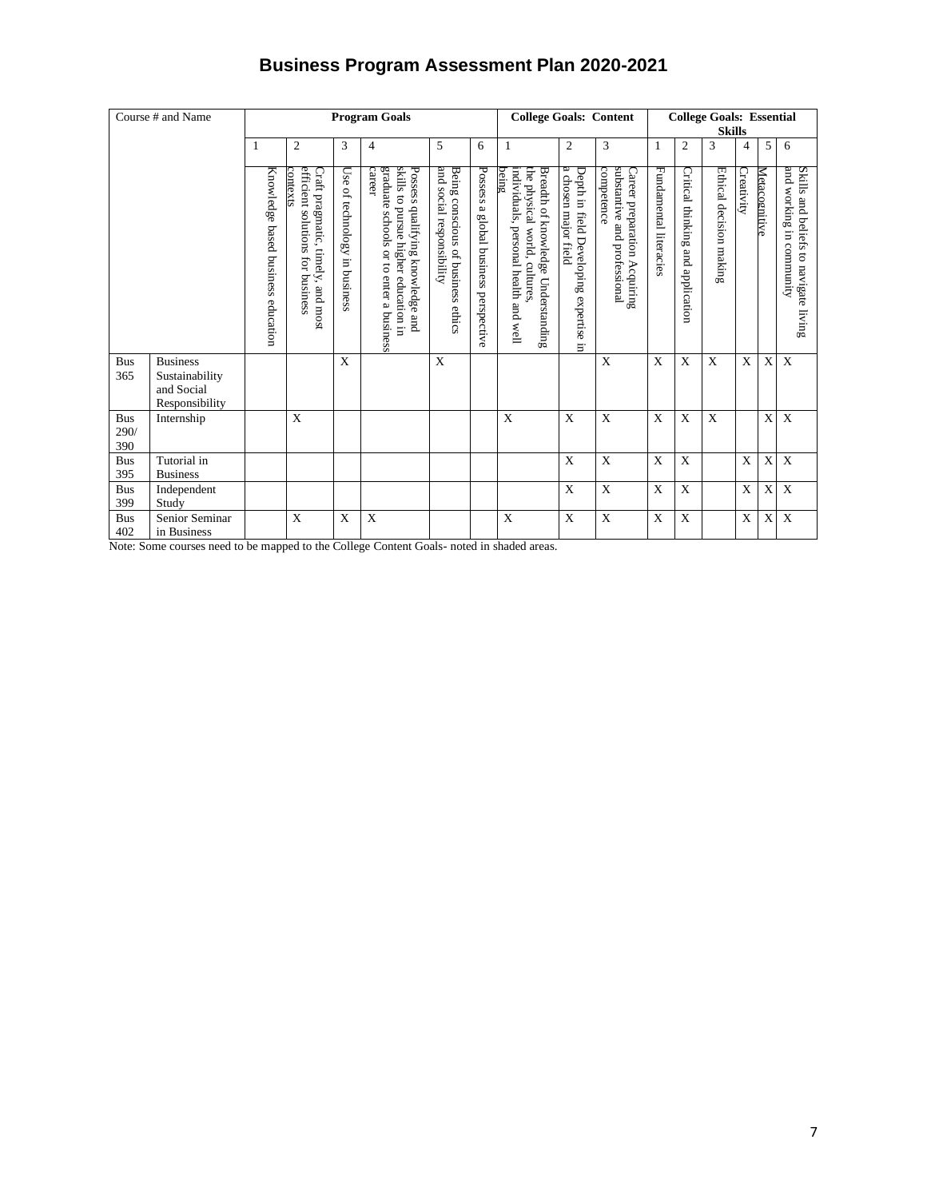# Business Program Assessment Plan 2020-2021

| Course # and Name | | Program Goals | | | | | | College Goals: Content | | | College Goals: Essential Skills | | | | | |
|---|---|---|---|---|---|---|---|---|---|---|---|---|---|---|---|---|
| | | 1 | 2 | 3 | 4 | 5 | 6 | 1 | 2 | 3 | 1 | 2 | 3 | 4 | 5 | 6 |
| | | Knowledge based business education | Craft pragmatic, timely, and most efficient solutions for business contexts | Use of technology in business | Possess qualifying knowledge and skills to pursue higher education in graduate schools or to enter a business career | Being conscious of business ethics and social responsibility | Possess a global business perspective | Breadth of knowledge Understanding the physical world, cultures, individuals, personal health and well being | Depth in field Developing expertise in a chosen major field | Career preparation Acquiring substantive and professional competence | Fundamental literacies | Critical thinking and application | Ethical decision making | Creativity | Metacognitive | Skills and beliefs to navigate living and working in community |
| Bus 365 | Business Sustainability and Social Responsibility | | | X | | X | | | | X | X | X | X | X | X | X |
| Bus 290/ 390 | Internship | | X | | | | | X | X | X | X | X | X | | X | X |
| Bus 395 | Tutorial in Business | | | | | | | | X | X | X | X | | X | X | X |
| Bus 399 | Independent Study | | | | | | | | X | X | X | X | | X | X | X |
| Bus 402 | Senior Seminar in Business | | X | X | X | | | X | X | X | X | X | | X | X | X |

Note: Some courses need to be mapped to the College Content Goals- noted in shaded areas.